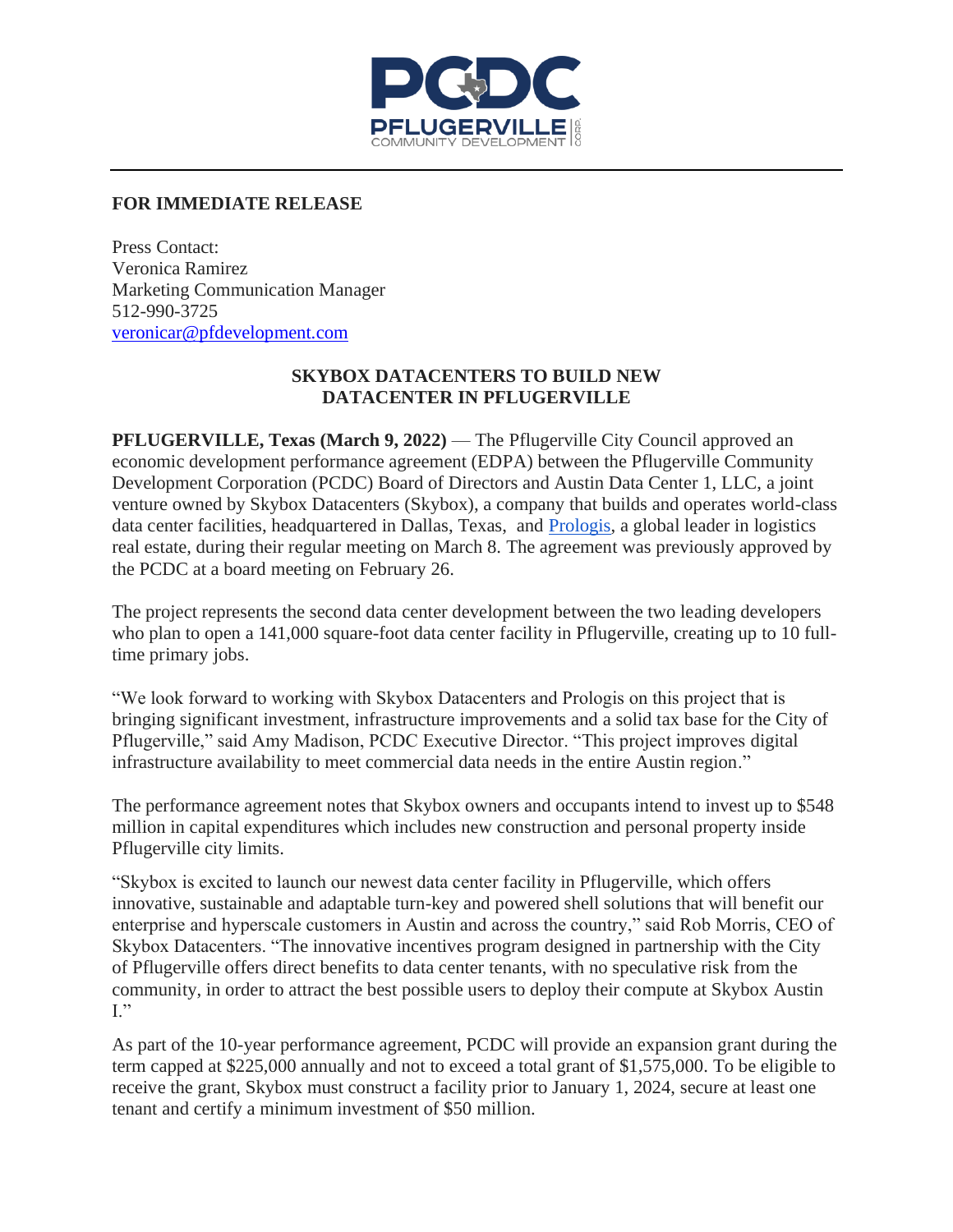**FOR IMMEDIATE RELEASE**

Press Contact:
Veronica Ramirez
Marketing Communication Manager
512-990-3725
veronicar@pfdevelopment.com

**SKYBOX DATACENTERS TO BUILD NEW DATACENTER IN PFLUGERVILLE**

**PFLUGERVILLE, Texas (March 9, 2022)** — The Pflugerville City Council approved an economic development performance agreement (EDPA) between the Pflugerville Community Development Corporation (PCDC) Board of Directors and Austin Data Center 1, LLC, a joint venture owned by Skybox Datacenters (Skybox), a company that builds and operates world-class data center facilities, headquartered in Dallas, Texas, and Prologis, a global leader in logistics real estate, during their regular meeting on March 8. The agreement was previously approved by the PCDC at a board meeting on February 26.

The project represents the second data center development between the two leading developers who plan to open a 141,000 square-foot data center facility in Pflugerville, creating up to 10 full-time primary jobs.

"We look forward to working with Skybox Datacenters and Prologis on this project that is bringing significant investment, infrastructure improvements and a solid tax base for the City of Pflugerville," said Amy Madison, PCDC Executive Director. "This project improves digital infrastructure availability to meet commercial data needs in the entire Austin region."

The performance agreement notes that Skybox owners and occupants intend to invest up to $548 million in capital expenditures which includes new construction and personal property inside Pflugerville city limits.

"Skybox is excited to launch our newest data center facility in Pflugerville, which offers innovative, sustainable and adaptable turn-key and powered shell solutions that will benefit our enterprise and hyperscale customers in Austin and across the country," said Rob Morris, CEO of Skybox Datacenters. "The innovative incentives program designed in partnership with the City of Pflugerville offers direct benefits to data center tenants, with no speculative risk from the community, in order to attract the best possible users to deploy their compute at Skybox Austin I."

As part of the 10-year performance agreement, PCDC will provide an expansion grant during the term capped at $225,000 annually and not to exceed a total grant of $1,575,000. To be eligible to receive the grant, Skybox must construct a facility prior to January 1, 2024, secure at least one tenant and certify a minimum investment of $50 million.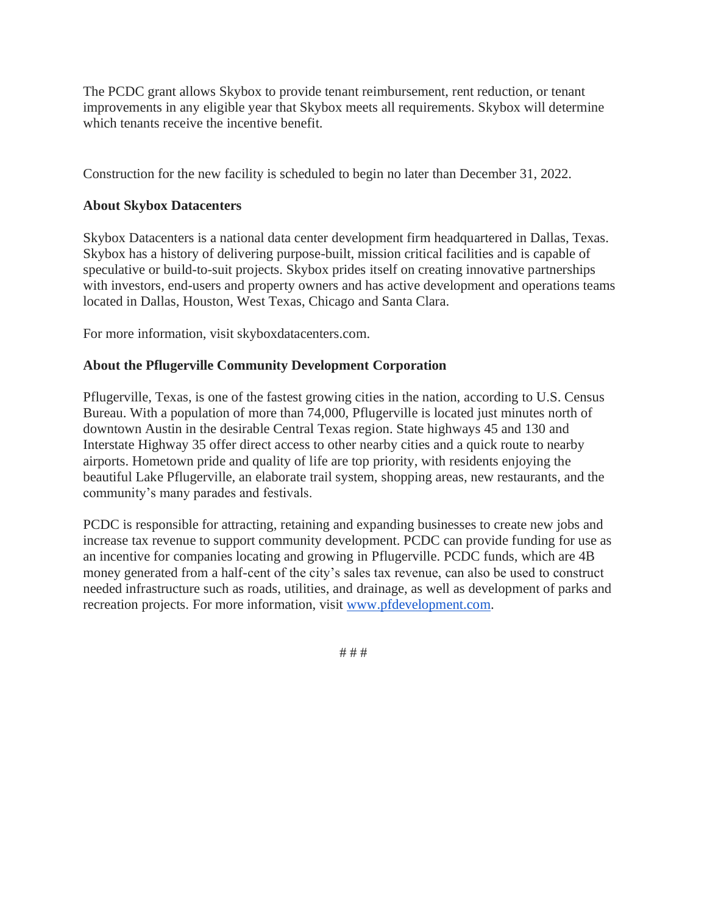The PCDC grant allows Skybox to provide tenant reimbursement, rent reduction, or tenant improvements in any eligible year that Skybox meets all requirements. Skybox will determine which tenants receive the incentive benefit.

Construction for the new facility is scheduled to begin no later than December 31, 2022.

**About Skybox Datacenters**

Skybox Datacenters is a national data center development firm headquartered in Dallas, Texas. Skybox has a history of delivering purpose-built, mission critical facilities and is capable of speculative or build-to-suit projects. Skybox prides itself on creating innovative partnerships with investors, end-users and property owners and has active development and operations teams located in Dallas, Houston, West Texas, Chicago and Santa Clara.

For more information, visit skyboxdatacenters.com.

**About the Pflugerville Community Development Corporation**

Pflugerville, Texas, is one of the fastest growing cities in the nation, according to U.S. Census Bureau. With a population of more than 74,000, Pflugerville is located just minutes north of downtown Austin in the desirable Central Texas region. State highways 45 and 130 and Interstate Highway 35 offer direct access to other nearby cities and a quick route to nearby airports. Hometown pride and quality of life are top priority, with residents enjoying the beautiful Lake Pflugerville, an elaborate trail system, shopping areas, new restaurants, and the community's many parades and festivals.

PCDC is responsible for attracting, retaining and expanding businesses to create new jobs and increase tax revenue to support community development. PCDC can provide funding for use as an incentive for companies locating and growing in Pflugerville. PCDC funds, which are 4B money generated from a half-cent of the city's sales tax revenue, can also be used to construct needed infrastructure such as roads, utilities, and drainage, as well as development of parks and recreation projects. For more information, visit [www.pfdevelopment.com](http://www.pfdevelopment.com).

# # #